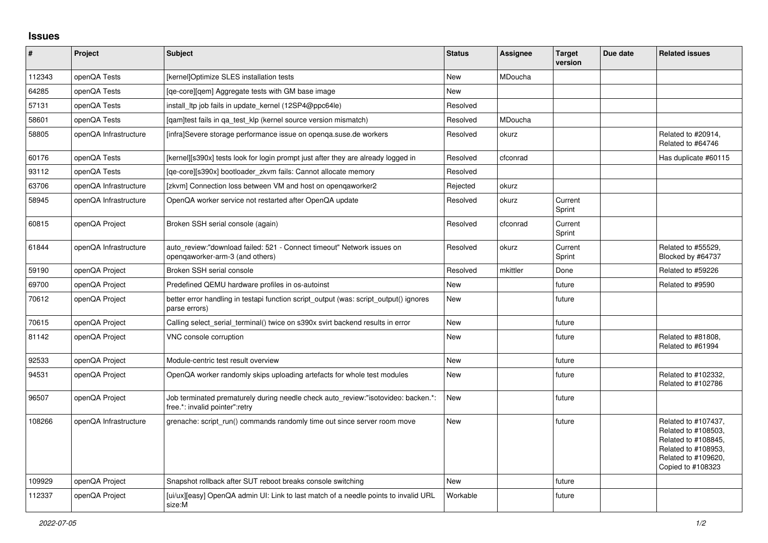## Issues

| # | Project | Subject | Status | Assignee | Target version | Due date | Related issues |
|---|---|---|---|---|---|---|---|
| 112343 | openQA Tests | [kernel]Optimize SLES installation tests | New | MDoucha | | | |
| 64285 | openQA Tests | [qe-core][qem] Aggregate tests with GM base image | New | | | | |
| 57131 | openQA Tests | install_ltp job fails in update_kernel (12SP4@ppc64le) | Resolved | | | | |
| 58601 | openQA Tests | [qam]test fails in qa_test_klp (kernel source version mismatch) | Resolved | MDoucha | | | |
| 58805 | openQA Infrastructure | [infra]Severe storage performance issue on openqa.suse.de workers | Resolved | okurz | | | Related to #20914, Related to #64746 |
| 60176 | openQA Tests | [kernel][s390x] tests look for login prompt just after they are already logged in | Resolved | cfconrad | | | Has duplicate #60115 |
| 93112 | openQA Tests | [qe-core][s390x] bootloader_zkvm fails: Cannot allocate memory | Resolved | | | | |
| 63706 | openQA Infrastructure | [zkvm] Connection loss between VM and host on openqaworker2 | Rejected | okurz | | | |
| 58945 | openQA Infrastructure | OpenQA worker service not restarted after OpenQA update | Resolved | okurz | Current Sprint | | |
| 60815 | openQA Project | Broken SSH serial console (again) | Resolved | cfconrad | Current Sprint | | |
| 61844 | openQA Infrastructure | auto_review:"download failed: 521 - Connect timeout" Network issues on openqaworker-arm-3 (and others) | Resolved | okurz | Current Sprint | | Related to #55529, Blocked by #64737 |
| 59190 | openQA Project | Broken SSH serial console | Resolved | mkittler | Done | | Related to #59226 |
| 69700 | openQA Project | Predefined QEMU hardware profiles in os-autoinst | New | | future | | Related to #9590 |
| 70612 | openQA Project | better error handling in testapi function script_output (was: script_output() ignores parse errors) | New | | future | | |
| 70615 | openQA Project | Calling select_serial_terminal() twice on s390x svirt backend results in error | New | | future | | |
| 81142 | openQA Project | VNC console corruption | New | | future | | Related to #81808, Related to #61994 |
| 92533 | openQA Project | Module-centric test result overview | New | | future | | |
| 94531 | openQA Project | OpenQA worker randomly skips uploading artefacts for whole test modules | New | | future | | Related to #102332, Related to #102786 |
| 96507 | openQA Project | Job terminated prematurely during needle check auto_review:"isotovideo: backen.*: free.*: invalid pointer":retry | New | | future | | |
| 108266 | openQA Infrastructure | grenache: script_run() commands randomly time out since server room move | New | | future | | Related to #107437, Related to #108503, Related to #108845, Related to #108953, Related to #109620, Copied to #108323 |
| 109929 | openQA Project | Snapshot rollback after SUT reboot breaks console switching | New | | future | | |
| 112337 | openQA Project | [ui/ux][easy] OpenQA admin UI: Link to last match of a needle points to invalid URL size:M | Workable | | future | | |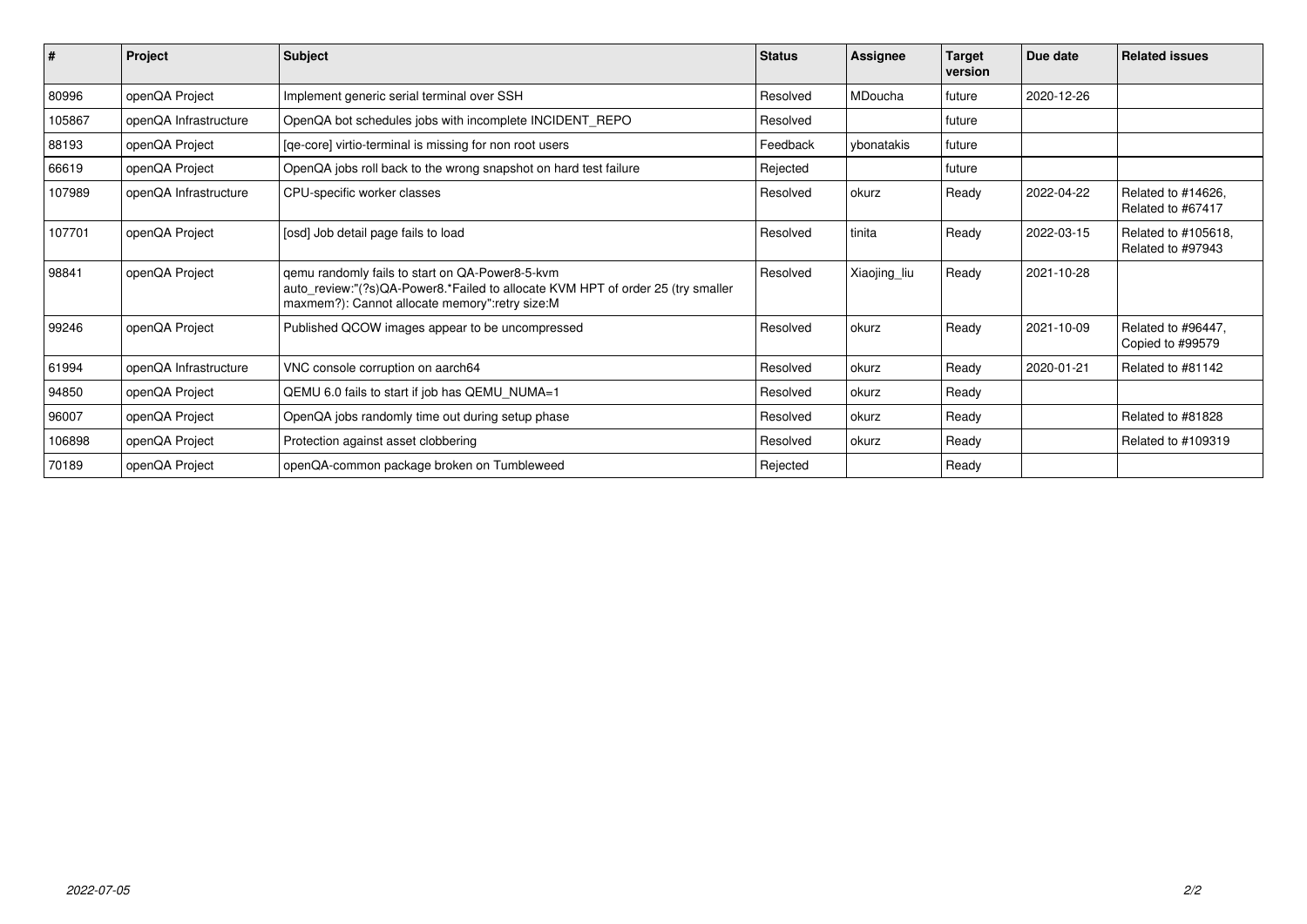| # | Project | Subject | Status | Assignee | Target version | Due date | Related issues |
|---|---|---|---|---|---|---|---|
| 80996 | openQA Project | Implement generic serial terminal over SSH | Resolved | MDoucha | future | 2020-12-26 | |
| 105867 | openQA Infrastructure | OpenQA bot schedules jobs with incomplete INCIDENT_REPO | Resolved | | future | | |
| 88193 | openQA Project | [qe-core] virtio-terminal is missing for non root users | Feedback | ybonatakis | future | | |
| 66619 | openQA Project | OpenQA jobs roll back to the wrong snapshot on hard test failure | Rejected | | future | | |
| 107989 | openQA Infrastructure | CPU-specific worker classes | Resolved | okurz | Ready | 2022-04-22 | Related to #14626, Related to #67417 |
| 107701 | openQA Project | [osd] Job detail page fails to load | Resolved | tinita | Ready | 2022-03-15 | Related to #105618, Related to #97943 |
| 98841 | openQA Project | qemu randomly fails to start on QA-Power8-5-kvm auto_review:"(?s)QA-Power8.*Failed to allocate KVM HPT of order 25 (try smaller maxmem?): Cannot allocate memory":retry size:M | Resolved | Xiaojing_liu | Ready | 2021-10-28 | |
| 99246 | openQA Project | Published QCOW images appear to be uncompressed | Resolved | okurz | Ready | 2021-10-09 | Related to #96447, Copied to #99579 |
| 61994 | openQA Infrastructure | VNC console corruption on aarch64 | Resolved | okurz | Ready | 2020-01-21 | Related to #81142 |
| 94850 | openQA Project | QEMU 6.0 fails to start if job has QEMU_NUMA=1 | Resolved | okurz | Ready | | |
| 96007 | openQA Project | OpenQA jobs randomly time out during setup phase | Resolved | okurz | Ready | | Related to #81828 |
| 106898 | openQA Project | Protection against asset clobbering | Resolved | okurz | Ready | | Related to #109319 |
| 70189 | openQA Project | openQA-common package broken on Tumbleweed | Rejected | | Ready | | |